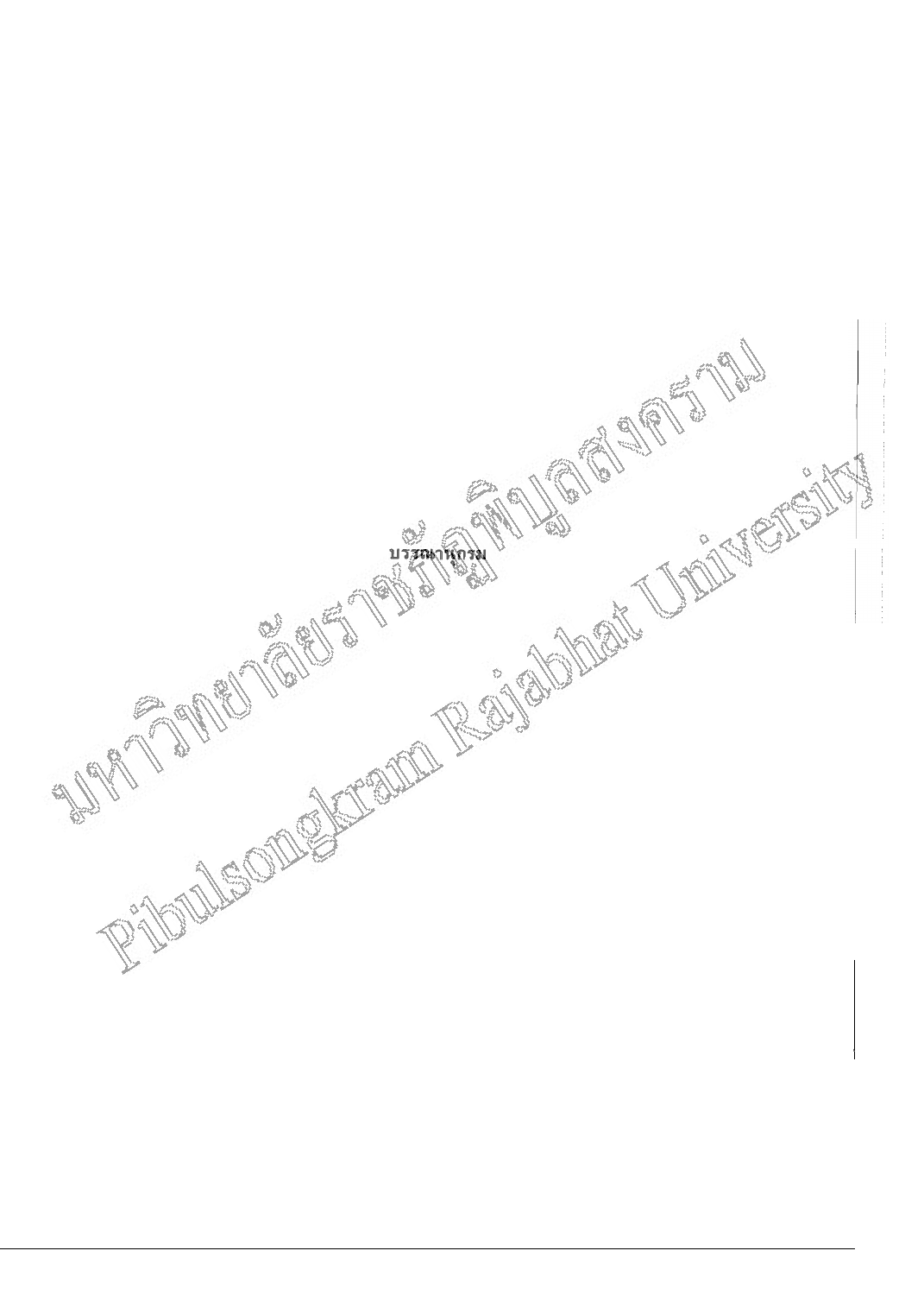# บรรณานุกรม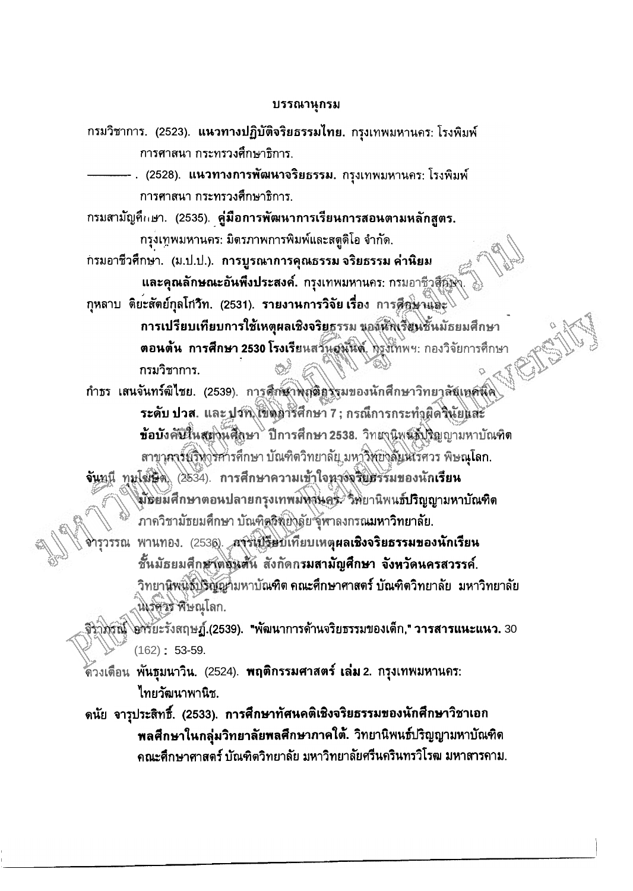## บรรณานุกรม

กรมวิชาการ. (2523). **แนวทางปฏิบัติจริยธรรมไทย.** กรุงเทพมหานคร: โรงพิมพ์การศาสนา กระทรวงศึกษาธิการ.

————. (2528). **แนวทางการพัฒนาจริยธรรม.** กรุงเทพมหานคร: โรงพิมพ์การศาสนา กระทรวงศึกษาธิการ.

กรมสามัญศึกษา. (2535). **คู่มือการพัฒนาการเรียนการสอนตามหลักสูตร.** กรุงเทพมหานคร: มิตรภาพการพิมพ์และสตูดิโอ จำกัด.

กรมอาชีวศึกษา. (ม.ป.ป.). **การบูรณาการคุณธรรม จริยธรรม ค่านิยม และคุณลักษณะอันพึงประสงค์.** กรุงเทพมหานคร: กรมอาชีวศึกษา.

กุหลาบ ดิยะสัตย์กุลโกวิท. (2531). **รายงานการวิจัย เรื่อง การศึกษาและการเปรียบเทียบการใช้เหตุผลเชิงจริยธรรม ของนักเรียนชั้นมัธยมศึกษาตอนต้น การศึกษา 2530 โรงเรียนสวนอนันต์.** กรุงเทพฯ: กองวิจัยการศึกษา กรมวิชาการ.

กำธร เสนจันทร์ฒิไชย. (2539). **การศึกษาพฤติกรรมของนักศึกษาวิทยาลัยเทคนิค ระดับ ปวส. และ ปวท. เขตการศึกษา 7 ; กรณีการกระทำผิดวินัยและข้อบังคับในสถานศึกษา ปีการศึกษา 2538.** วิทยานิพนธ์ปริญญามหาบัณฑิต สาขาการบริหารการศึกษา บัณฑิตวิทยาลัย มหาวิทยาลัยนเรศวร พิษณุโลก.

จันทนี ทุมโฆษิต. (2534). **การศึกษาความเข้าใจทางจริยธรรมของนักเรียนมัธยมศึกษาตอนปลายกรุงเทพมหานคร.** วิทยานิพนธ์ปริญญามหาบัณฑิต ภาควิชามัธยมศึกษา บัณฑิตวิทยาลัย จุฬาลงกรณมหาวิทยาลัย.

จารุวรรณ พานทอง. (2536). **การเปรียบเทียบเหตุผลเชิงจริยธรรมของนักเรียนชั้นมัธยมศึกษาตอนต้น สังกัดกรมสามัญศึกษา จังหวัดนครสวรรค์.** วิทยานิพนธ์ปริญญามหาบัณฑิต คณะศึกษาศาสตร์ บัณฑิตวิทยาลัย มหาวิทยาลัยนเรศวร พิษณุโลก.

จิราภรณ์ อารียะรังสฤษฎ์.(2539). "พัฒนาการด้านจริยธรรมของเด็ก," **วารสารแนะแนว.** 30 (162) : 53-59.

ดวงเดือน พันธุมนาวิน. (2524). **พฤติกรรมศาสตร์ เล่ม 2.** กรุงเทพมหานคร: ไทยวัฒนาพานิช.

ดนัย จารุประสิทธิ์. (2533). **การศึกษาทัศนคติเชิงจริยธรรมของนักศึกษาวิชาเอกพลศึกษาในกลุ่มวิทยาลัยพลศึกษาภาคใต้.** วิทยานิพนธ์ปริญญามหาบัณฑิต คณะศึกษาศาสตร์ บัณฑิตวิทยาลัย มหาวิทยาลัยศรีนครินทรวิโรฒ มหาสารคาม.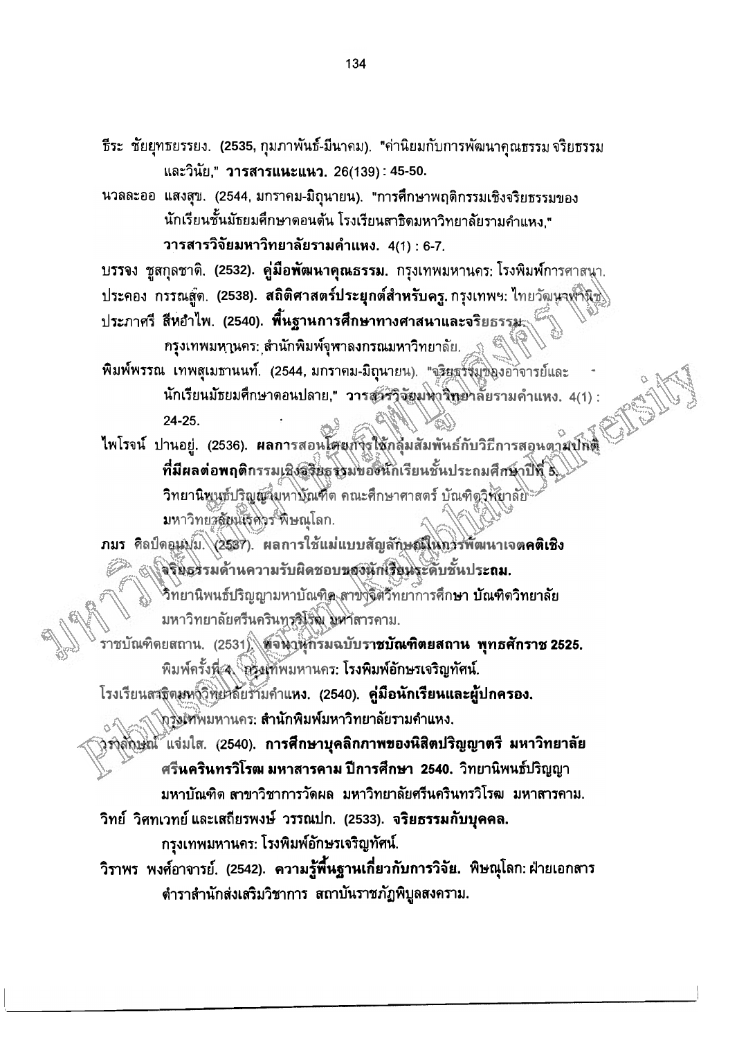ธีระ ชัยยุทธยรรยง. (2535, กุมภาพันธ์-มีนาคม). "ค่านิยมกับการพัฒนาคุณธรรม จริยธรรม และวินัย," **วารสารแนะแนว.** 26(139) : 45-50.

นวลละออ แสงสุข. (2544, มกราคม-มิถุนายน). "การศึกษาพฤติกรรมเชิงจริยธรรมของนักเรียนชั้นมัธยมศึกษาตอนต้น โรงเรียนสาธิตมหาวิทยาลัยรามคำแหง," **วารสารวิจัยมหาวิทยาลัยรามคำแหง.** 4(1) : 6-7.

บรรจง ชูสกุลชาติ. (2532). **คู่มือพัฒนาคุณธรรม.** กรุงเทพมหานคร: โรงพิมพ์การศาสนา.

ประคอง กรรณสูต. (2538). **สถิติศาสตร์ประยุกต์สำหรับครู.** กรุงเทพฯ: ไทยวัฒนาพานิช.

ประภาศรี สีหอำไพ. (2540). **พื้นฐานการศึกษาทางศาสนาและจริยธรรม.** กรุงเทพมหานคร: สำนักพิมพ์จุฬาลงกรณมหาวิทยาลัย.

พิมพ์พรรณ เทพสุเมธานนท์. (2544, มกราคม-มิถุนายน). "จริยธรรมของอาจารย์และนักเรียนมัธยมศึกษาตอนปลาย," **วารสารวิจัยมหาวิทยาลัยรามคำแหง.** 4(1) : 24-25.

ไพโรจน์ ปานอยู่. (2536). **ผลการสอนโดยการใช้กลุ่มสัมพันธ์กับวิธีการสอนตามปกติที่มีผลต่อพฤติกรรมเชิงจริยธรรมของนักเรียนชั้นประถมศึกษาปีที่ 5.** วิทยานิพนธ์ปริญญามหาบัณฑิต คณะศึกษาศาสตร์ บัณฑิตวิทยาลัย มหาวิทยาลัยนเรศวร พิษณุโลก.

ภมร ศิลป์ดอนบม. (2537). **ผลการใช้แม่แบบสัญลักษณ์ในการพัฒนาเจตคติเชิงจริยธรรมด้านความรับผิดชอบของนักเรียนระดับชั้นประถม.** วิทยานิพนธ์ปริญญามหาบัณฑิต สาขาจิตวิทยาการศึกษา บัณฑิตวิทยาลัย มหาวิทยาลัยศรีนครินทรวิโรฒ มหาสารคาม.

ราชบัณฑิตยสถาน. (2531). **พจนานุกรมฉบับราชบัณฑิตยสถาน พุทธศักราช 2525.** พิมพ์ครั้งที่ 4. กรุงเทพมหานคร: โรงพิมพ์อักษรเจริญทัศน์.

โรงเรียนสาธิตมหาวิทยาลัยรามคำแหง. (2540). **คู่มือนักเรียนและผู้ปกครอง.** กรุงเทพมหานคร: สำนักพิมพ์มหาวิทยาลัยรามคำแหง.

วรลักษณ์ แจ่มใส. (2540). **การศึกษาบุคลิกภาพของนิสิตปริญญาตรี มหาวิทยาลัยศรีนครินทรวิโรฒ มหาสารคาม ปีการศึกษา 2540.** วิทยานิพนธ์ปริญญามหาบัณฑิต สาขาวิชาการวัดผล มหาวิทยาลัยศรีนครินทรวิโรฒ มหาสารคาม.

วิทย์ วิศทเวทย์ และเสถียรพงษ์ วรรณปก. (2533). **จริยธรรมกับบุคคล.** กรุงเทพมหานคร: โรงพิมพ์อักษรเจริญทัศน์.

วิราพร พงศ์อาจารย์. (2542). **ความรู้พื้นฐานเกี่ยวกับการวิจัย.** พิษณุโลก: ฝ่ายเอกสารตำราสำนักส่งเสริมวิชาการ สถาบันราชภัฏพิบูลสงคราม.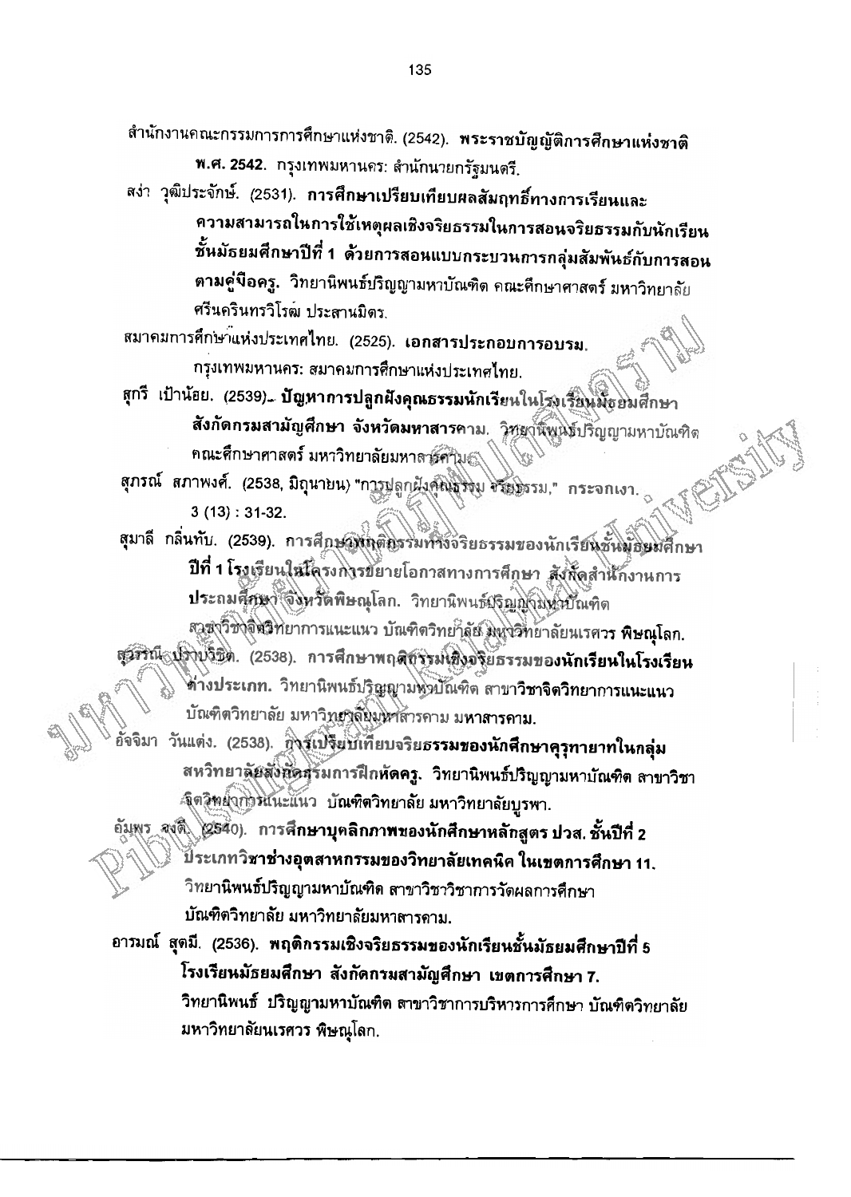สำนักงานคณะกรรมการการศึกษาแห่งชาติ. (2542). **พระราชบัญญัติการศึกษาแห่งชาติ พ.ศ. 2542**. กรุงเทพมหานคร: สำนักนายกรัฐมนตรี.

สง่า วุฒิประจักษ์. (2531). **การศึกษาเปรียบเทียบผลสัมฤทธิ์ทางการเรียนและความสามารถในการใช้เหตุผลเชิงจริยธรรมในการสอนจริยธรรมกับนักเรียนชั้นมัธยมศึกษาปีที่ 1 ด้วยการสอนแบบกระบวนการกลุ่มสัมพันธ์กับการสอนตามคู่มือครู**. วิทยานิพนธ์ปริญญามหาบัณฑิต คณะศึกษาศาสตร์ มหาวิทยาลัยศรีนครินทรวิโรฒ ประสานมิตร.

สมาคมการศึกษาแห่งประเทศไทย. (2525). **เอกสารประกอบการอบรม**. กรุงเทพมหานคร: สมาคมการศึกษาแห่งประเทศไทย.

สุกรี เป้าน้อย. (2539). **ปัญหาการปลูกฝังคุณธรรมนักเรียนในโรงเรียนมัธยมศึกษา สังกัดกรมสามัญศึกษา จังหวัดมหาสารคาม**. วิทยานิพนธ์ปริญญามหาบัณฑิต คณะศึกษาศาสตร์ มหาวิทยาลัยมหาสารคาม.

สุภรณ์ สภาพงศ์. (2538, มิถุนายน) "การปลูกฝังคุณธรรม จริยธรรม," **กระจกเงา**. 3 (13) : 31-32.

สุมาลี กลิ่นทับ. (2539). การศึกษาพฤติกรรมทางจริยธรรมของนักเรียนชั้นมัธยมศึกษา **ปีที่ 1 โรงเรียนในโครงการขยายโอกาสทางการศึกษา สังกัดสำนักงานการประถมศึกษา จังหวัดพิษณุโลก**. วิทยานิพนธ์ปริญญามหาบัณฑิต สาขาวิชาจิตวิทยาการแนะแนว บัณฑิตวิทยาลัย มหาวิทยาลัยนเรศวร พิษณุโลก.

สุวรรณี ปรางบัวชิต. (2538). **การศึกษาพฤติกรรมเชิงจริยธรรมของนักเรียนในโรงเรียนต่างประเภท**. วิทยานิพนธ์ปริญญามหาบัณฑิต สาขาวิชาจิตวิทยาการแนะแนว บัณฑิตวิทยาลัย มหาวิทยาลัยมหาสารคาม มหาสารคาม.

อัจฉิมา วันแต่ง. (2538). **การเปรียบเทียบจริยธรรมของนักศึกษาครุทายาทในกลุ่มสหวิทยาลัยสังกัดกรมการฝึกหัดครู**. วิทยานิพนธ์ปริญญามหาบัณฑิต สาขาวิชาจิตวิทยาการแนะแนว บัณฑิตวิทยาลัย มหาวิทยาลัยบูรพา.

อัมพร จงดี. (2540). การ**ศึกษาบุคลิกภาพของนักศึกษาหลักสูตร ปวส. ชั้นปีที่ 2 ประเภทวิชาช่างอุตสาหกรรมของวิทยาลัยเทคนิค ในเขตการศึกษา 11**. วิทยานิพนธ์ปริญญามหาบัณฑิต สาขาวิชาวิชาการวัดผลการศึกษา บัณฑิตวิทยาลัย มหาวิทยาลัยมหาสารคาม.

อารมณ์ สุดมี. (2536). **พฤติกรรมเชิงจริยธรรมของนักเรียนชั้นมัธยมศึกษาปีที่ 5 โรงเรียนมัธยมศึกษา สังกัดกรมสามัญศึกษา เขตการศึกษา 7**. วิทยานิพนธ์ ปริญญามหาบัณฑิต สาขาวิชาการบริหารการศึกษา บัณฑิตวิทยาลัย มหาวิทยาลัยนเรศวร พิษณุโลก.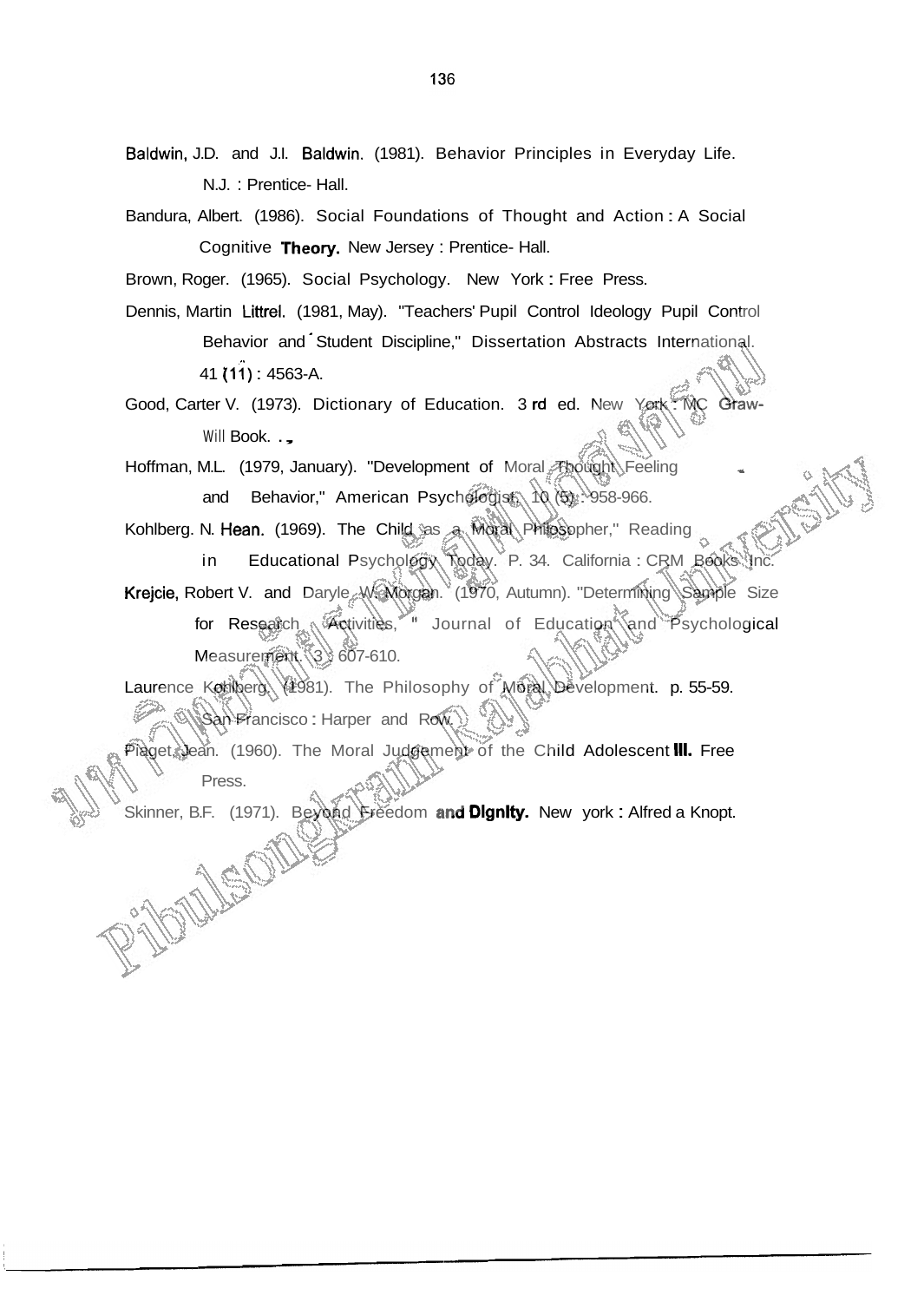Baldwin, J.D. and J.I. Baldwin. (1981). Behavior Principles in Everyday Life. N.J. : Prentice- Hall.

Bandura, Albert. (1986). Social Foundations of Thought and Action : A Social Cognitive Theory. New Jersey : Prentice- Hall.

Brown, Roger. (1965). Social Psychology. New York : Free Press.

Dennis, Martin Littrel. (1981, May). "Teachers' Pupil Control Ideology Pupil Control Behavior and Student Discipline," Dissertation Abstracts International. 41 (11) : 4563-A.

Good, Carter V. (1973). Dictionary of Education. 3 rd ed. New York : MC Graw-Will Book.

Hoffman, M.L. (1979, January). "Development of Moral Thought Feeling and Behavior," American Psychologist. 10 (5) : 958-966.

Kohlberg. N. Hean. (1969). The Child as a Moral Philosopher," Reading in Educational Psychology Today. P. 34. California : CRM Books Inc.

Krejcie, Robert V. and Daryle W. Morgan. (1970, Autumn). "Determining Sample Size for Research Activities, " Journal of Education and Psychological Measurement. 3 : 607-610.

Laurence Kohlberg. (1981). The Philosophy of Moral Development. p. 55-59. San Francisco : Harper and Row.

Piaget, Jean. (1960). The Moral Judgement of the Child Adolescent III. Free Press.

Skinner, B.F. (1971). Beyond Freedom and Dignity. New york : Alfred a Knopt.